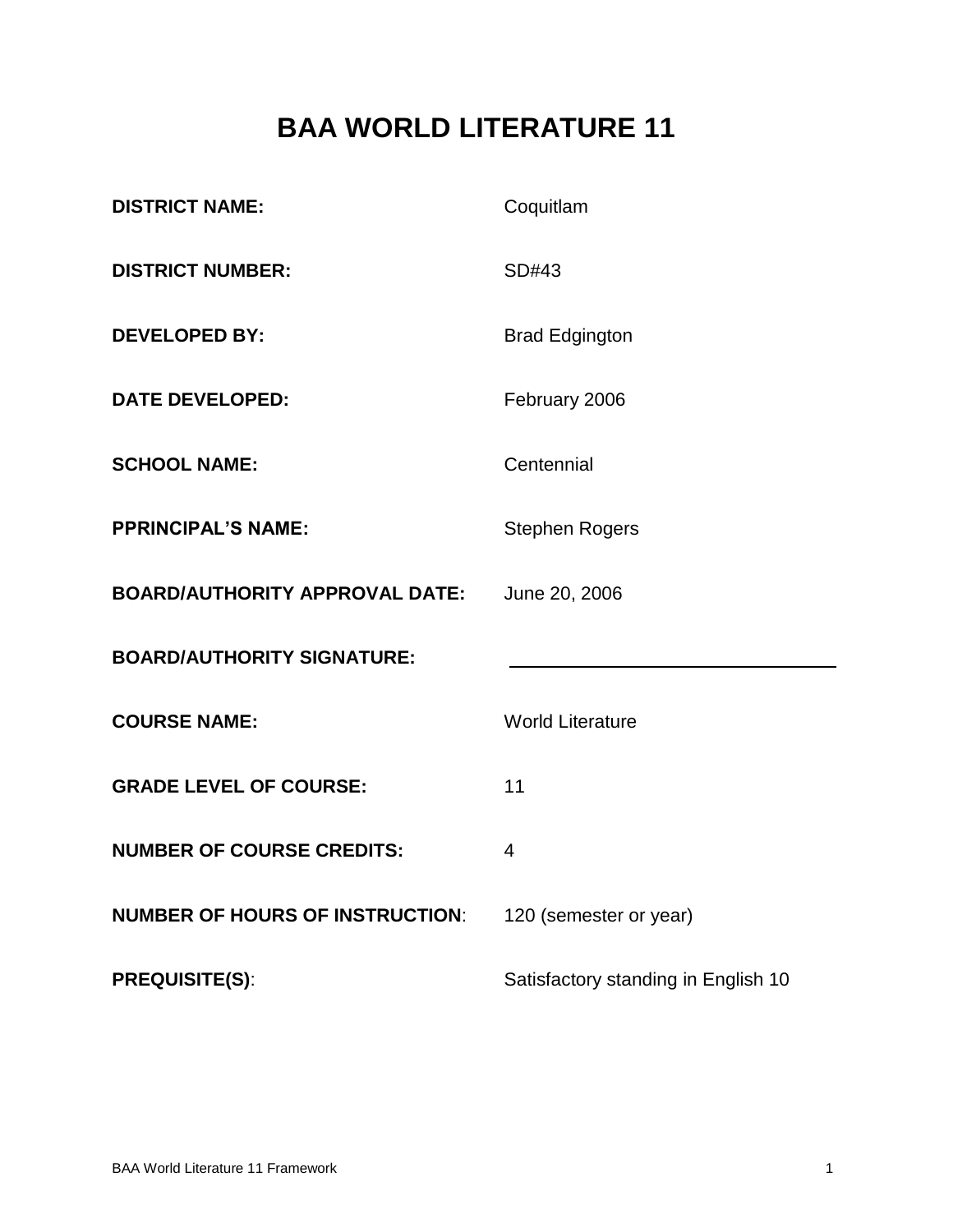# BAA WORLD LITERATURE 11

| | |
|---|---|
| **DISTRICT NAME:** | Coquitlam |
| **DISTRICT NUMBER:** | SD#43 |
| **DEVELOPED BY:** | Brad Edgington |
| **DATE DEVELOPED:** | February 2006 |
| **SCHOOL NAME:** | Centennial |
| **PPRINCIPAL'S NAME:** | Stephen Rogers |
| **BOARD/AUTHORITY APPROVAL DATE:** | June 20, 2006 |
| **BOARD/AUTHORITY SIGNATURE:** | ______________________________ |
| **COURSE NAME:** | World Literature |
| **GRADE LEVEL OF COURSE:** | 11 |
| **NUMBER OF COURSE CREDITS:** | 4 |
| **NUMBER OF HOURS OF INSTRUCTION**: | 120 (semester or year) |
| **PREQUISITE(S)**: | Satisfactory standing in English 10 |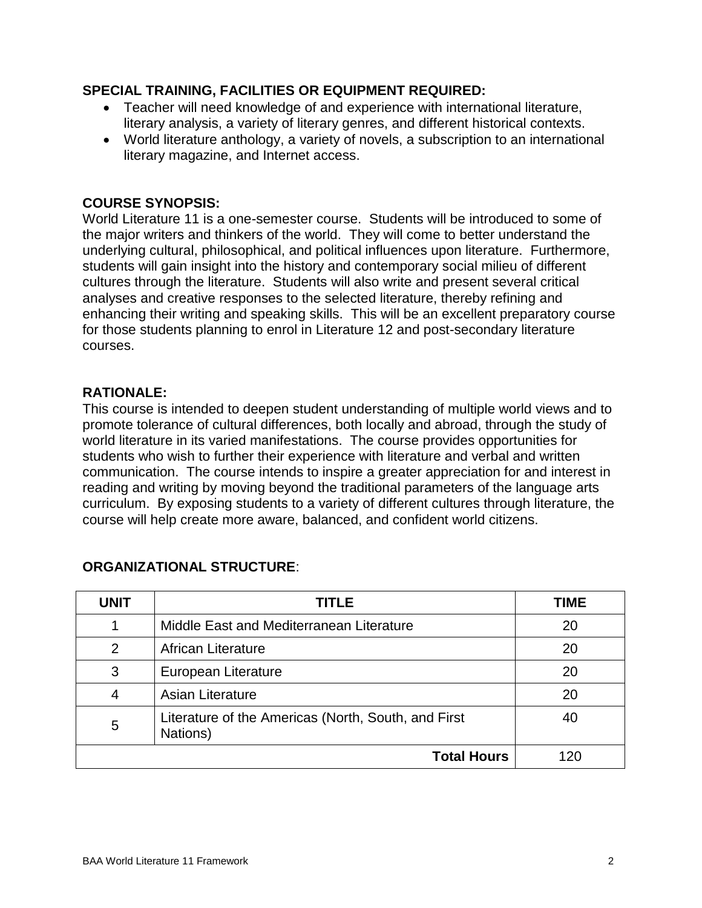**SPECIAL TRAINING, FACILITIES OR EQUIPMENT REQUIRED:**

- Teacher will need knowledge of and experience with international literature, literary analysis, a variety of literary genres, and different historical contexts.
- World literature anthology, a variety of novels, a subscription to an international literary magazine, and Internet access.

**COURSE SYNOPSIS:**

World Literature 11 is a one-semester course. Students will be introduced to some of the major writers and thinkers of the world. They will come to better understand the underlying cultural, philosophical, and political influences upon literature. Furthermore, students will gain insight into the history and contemporary social milieu of different cultures through the literature. Students will also write and present several critical analyses and creative responses to the selected literature, thereby refining and enhancing their writing and speaking skills. This will be an excellent preparatory course for those students planning to enrol in Literature 12 and post-secondary literature courses.

**RATIONALE:**

This course is intended to deepen student understanding of multiple world views and to promote tolerance of cultural differences, both locally and abroad, through the study of world literature in its varied manifestations. The course provides opportunities for students who wish to further their experience with literature and verbal and written communication. The course intends to inspire a greater appreciation for and interest in reading and writing by moving beyond the traditional parameters of the language arts curriculum. By exposing students to a variety of different cultures through literature, the course will help create more aware, balanced, and confident world citizens.

**ORGANIZATIONAL STRUCTURE**:

| UNIT | TITLE | TIME |
|---|---|---|
| 1 | Middle East and Mediterranean Literature | 20 |
| 2 | African Literature | 20 |
| 3 | European Literature | 20 |
| 4 | Asian Literature | 20 |
| 5 | Literature of the Americas (North, South, and First Nations) | 40 |
| | **Total Hours** | 120 |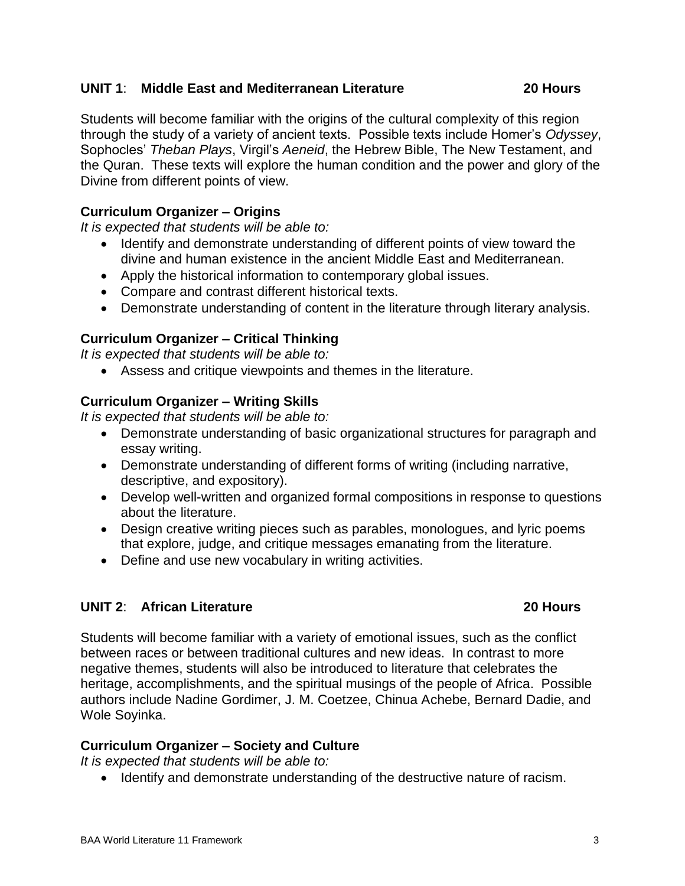## UNIT 1: Middle East and Mediterranean Literature — 20 Hours

Students will become familiar with the origins of the cultural complexity of this region through the study of a variety of ancient texts. Possible texts include Homer's *Odyssey*, Sophocles' *Theban Plays*, Virgil's *Aeneid*, the Hebrew Bible, The New Testament, and the Quran. These texts will explore the human condition and the power and glory of the Divine from different points of view.

### Curriculum Organizer – Origins

*It is expected that students will be able to:*

- Identify and demonstrate understanding of different points of view toward the divine and human existence in the ancient Middle East and Mediterranean.
- Apply the historical information to contemporary global issues.
- Compare and contrast different historical texts.
- Demonstrate understanding of content in the literature through literary analysis.

### Curriculum Organizer – Critical Thinking

*It is expected that students will be able to:*

- Assess and critique viewpoints and themes in the literature.

### Curriculum Organizer – Writing Skills

*It is expected that students will be able to:*

- Demonstrate understanding of basic organizational structures for paragraph and essay writing.
- Demonstrate understanding of different forms of writing (including narrative, descriptive, and expository).
- Develop well-written and organized formal compositions in response to questions about the literature.
- Design creative writing pieces such as parables, monologues, and lyric poems that explore, judge, and critique messages emanating from the literature.
- Define and use new vocabulary in writing activities.

## UNIT 2: African Literature — 20 Hours

Students will become familiar with a variety of emotional issues, such as the conflict between races or between traditional cultures and new ideas. In contrast to more negative themes, students will also be introduced to literature that celebrates the heritage, accomplishments, and the spiritual musings of the people of Africa. Possible authors include Nadine Gordimer, J. M. Coetzee, Chinua Achebe, Bernard Dadie, and Wole Soyinka.

### Curriculum Organizer – Society and Culture

*It is expected that students will be able to:*

- Identify and demonstrate understanding of the destructive nature of racism.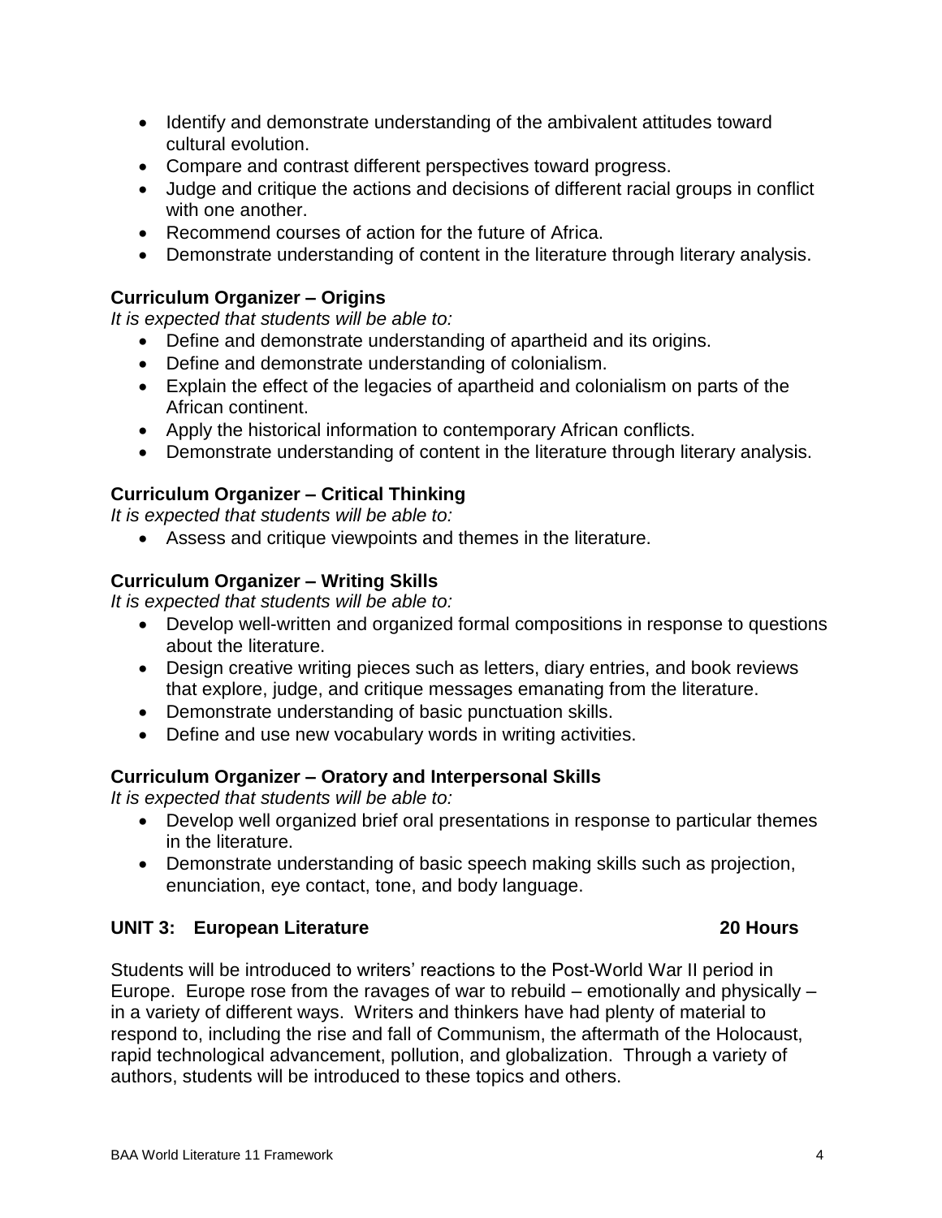- Identify and demonstrate understanding of the ambivalent attitudes toward cultural evolution.
- Compare and contrast different perspectives toward progress.
- Judge and critique the actions and decisions of different racial groups in conflict with one another.
- Recommend courses of action for the future of Africa.
- Demonstrate understanding of content in the literature through literary analysis.

### Curriculum Organizer – Origins

*It is expected that students will be able to:*

- Define and demonstrate understanding of apartheid and its origins.
- Define and demonstrate understanding of colonialism.
- Explain the effect of the legacies of apartheid and colonialism on parts of the African continent.
- Apply the historical information to contemporary African conflicts.
- Demonstrate understanding of content in the literature through literary analysis.

### Curriculum Organizer – Critical Thinking

*It is expected that students will be able to:*

- Assess and critique viewpoints and themes in the literature.

### Curriculum Organizer – Writing Skills

*It is expected that students will be able to:*

- Develop well-written and organized formal compositions in response to questions about the literature.
- Design creative writing pieces such as letters, diary entries, and book reviews that explore, judge, and critique messages emanating from the literature.
- Demonstrate understanding of basic punctuation skills.
- Define and use new vocabulary words in writing activities.

### Curriculum Organizer – Oratory and Interpersonal Skills

*It is expected that students will be able to:*

- Develop well organized brief oral presentations in response to particular themes in the literature.
- Demonstrate understanding of basic speech making skills such as projection, enunciation, eye contact, tone, and body language.

## UNIT 3: European Literature — 20 Hours

Students will be introduced to writers' reactions to the Post-World War II period in Europe. Europe rose from the ravages of war to rebuild – emotionally and physically – in a variety of different ways. Writers and thinkers have had plenty of material to respond to, including the rise and fall of Communism, the aftermath of the Holocaust, rapid technological advancement, pollution, and globalization. Through a variety of authors, students will be introduced to these topics and others.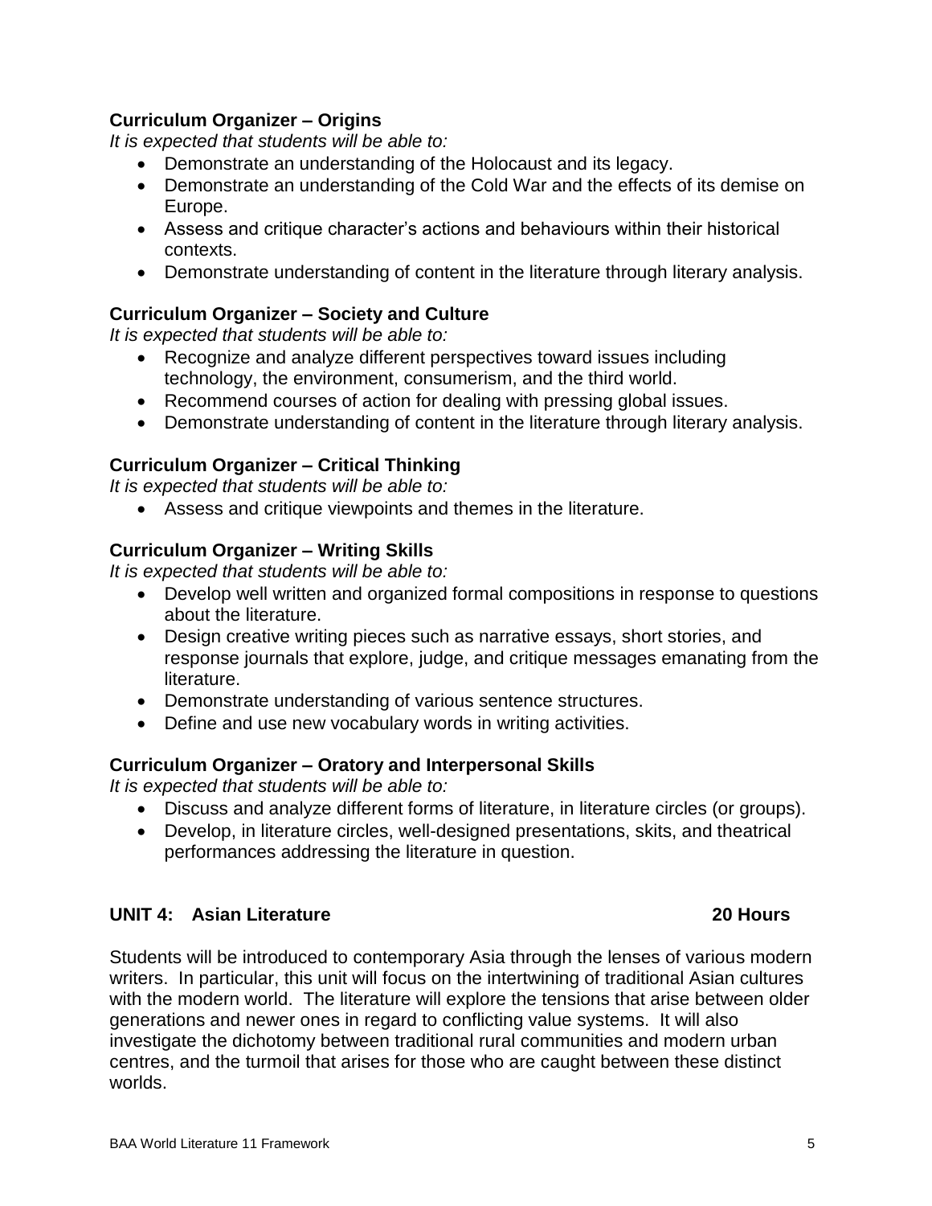### Curriculum Organizer – Origins

*It is expected that students will be able to:*

- Demonstrate an understanding of the Holocaust and its legacy.
- Demonstrate an understanding of the Cold War and the effects of its demise on Europe.
- Assess and critique character's actions and behaviours within their historical contexts.
- Demonstrate understanding of content in the literature through literary analysis.

### Curriculum Organizer – Society and Culture

*It is expected that students will be able to:*

- Recognize and analyze different perspectives toward issues including technology, the environment, consumerism, and the third world.
- Recommend courses of action for dealing with pressing global issues.
- Demonstrate understanding of content in the literature through literary analysis.

### Curriculum Organizer – Critical Thinking

*It is expected that students will be able to:*

- Assess and critique viewpoints and themes in the literature.

### Curriculum Organizer – Writing Skills

*It is expected that students will be able to:*

- Develop well written and organized formal compositions in response to questions about the literature.
- Design creative writing pieces such as narrative essays, short stories, and response journals that explore, judge, and critique messages emanating from the literature.
- Demonstrate understanding of various sentence structures.
- Define and use new vocabulary words in writing activities.

### Curriculum Organizer – Oratory and Interpersonal Skills

*It is expected that students will be able to:*

- Discuss and analyze different forms of literature, in literature circles (or groups).
- Develop, in literature circles, well-designed presentations, skits, and theatrical performances addressing the literature in question.

## UNIT 4: Asian Literature — 20 Hours

Students will be introduced to contemporary Asia through the lenses of various modern writers. In particular, this unit will focus on the intertwining of traditional Asian cultures with the modern world. The literature will explore the tensions that arise between older generations and newer ones in regard to conflicting value systems. It will also investigate the dichotomy between traditional rural communities and modern urban centres, and the turmoil that arises for those who are caught between these distinct worlds.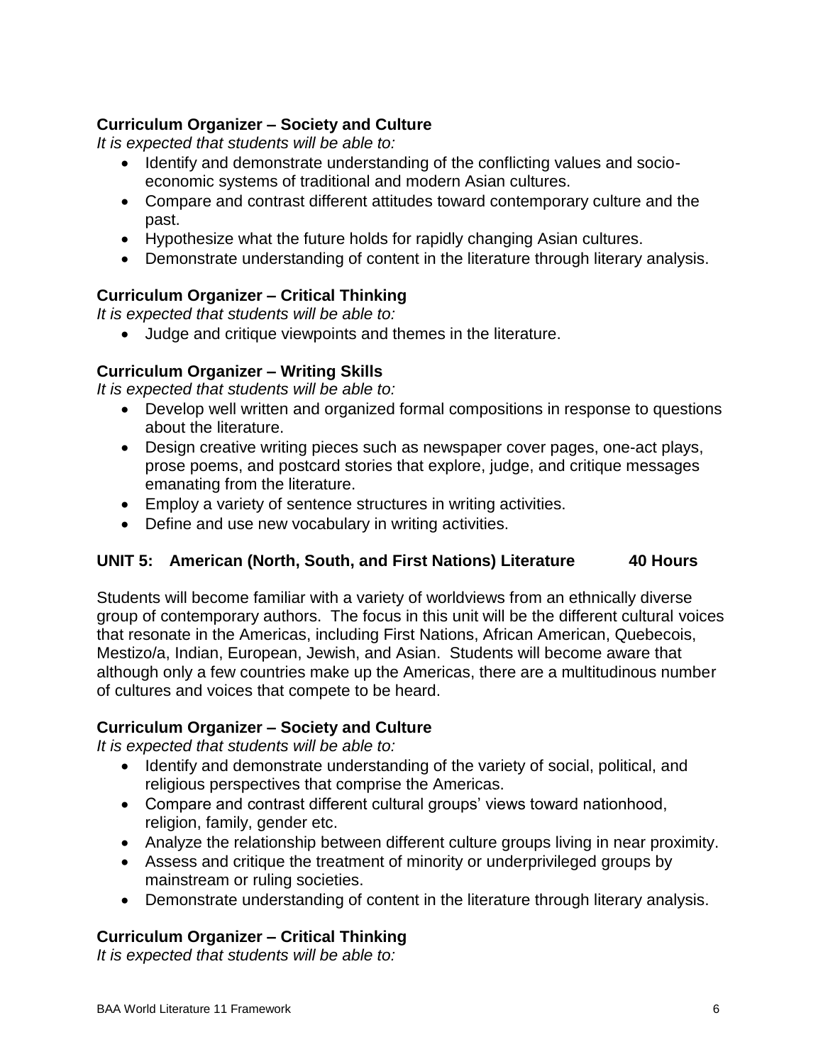### Curriculum Organizer – Society and Culture

*It is expected that students will be able to:*

- Identify and demonstrate understanding of the conflicting values and socio-economic systems of traditional and modern Asian cultures.
- Compare and contrast different attitudes toward contemporary culture and the past.
- Hypothesize what the future holds for rapidly changing Asian cultures.
- Demonstrate understanding of content in the literature through literary analysis.

### Curriculum Organizer – Critical Thinking

*It is expected that students will be able to:*

- Judge and critique viewpoints and themes in the literature.

### Curriculum Organizer – Writing Skills

*It is expected that students will be able to:*

- Develop well written and organized formal compositions in response to questions about the literature.
- Design creative writing pieces such as newspaper cover pages, one-act plays, prose poems, and postcard stories that explore, judge, and critique messages emanating from the literature.
- Employ a variety of sentence structures in writing activities.
- Define and use new vocabulary in writing activities.

## UNIT 5: American (North, South, and First Nations) Literature 40 Hours

Students will become familiar with a variety of worldviews from an ethnically diverse group of contemporary authors. The focus in this unit will be the different cultural voices that resonate in the Americas, including First Nations, African American, Quebecois, Mestizo/a, Indian, European, Jewish, and Asian. Students will become aware that although only a few countries make up the Americas, there are a multitudinous number of cultures and voices that compete to be heard.

### Curriculum Organizer – Society and Culture

*It is expected that students will be able to:*

- Identify and demonstrate understanding of the variety of social, political, and religious perspectives that comprise the Americas.
- Compare and contrast different cultural groups' views toward nationhood, religion, family, gender etc.
- Analyze the relationship between different culture groups living in near proximity.
- Assess and critique the treatment of minority or underprivileged groups by mainstream or ruling societies.
- Demonstrate understanding of content in the literature through literary analysis.

### Curriculum Organizer – Critical Thinking

*It is expected that students will be able to:*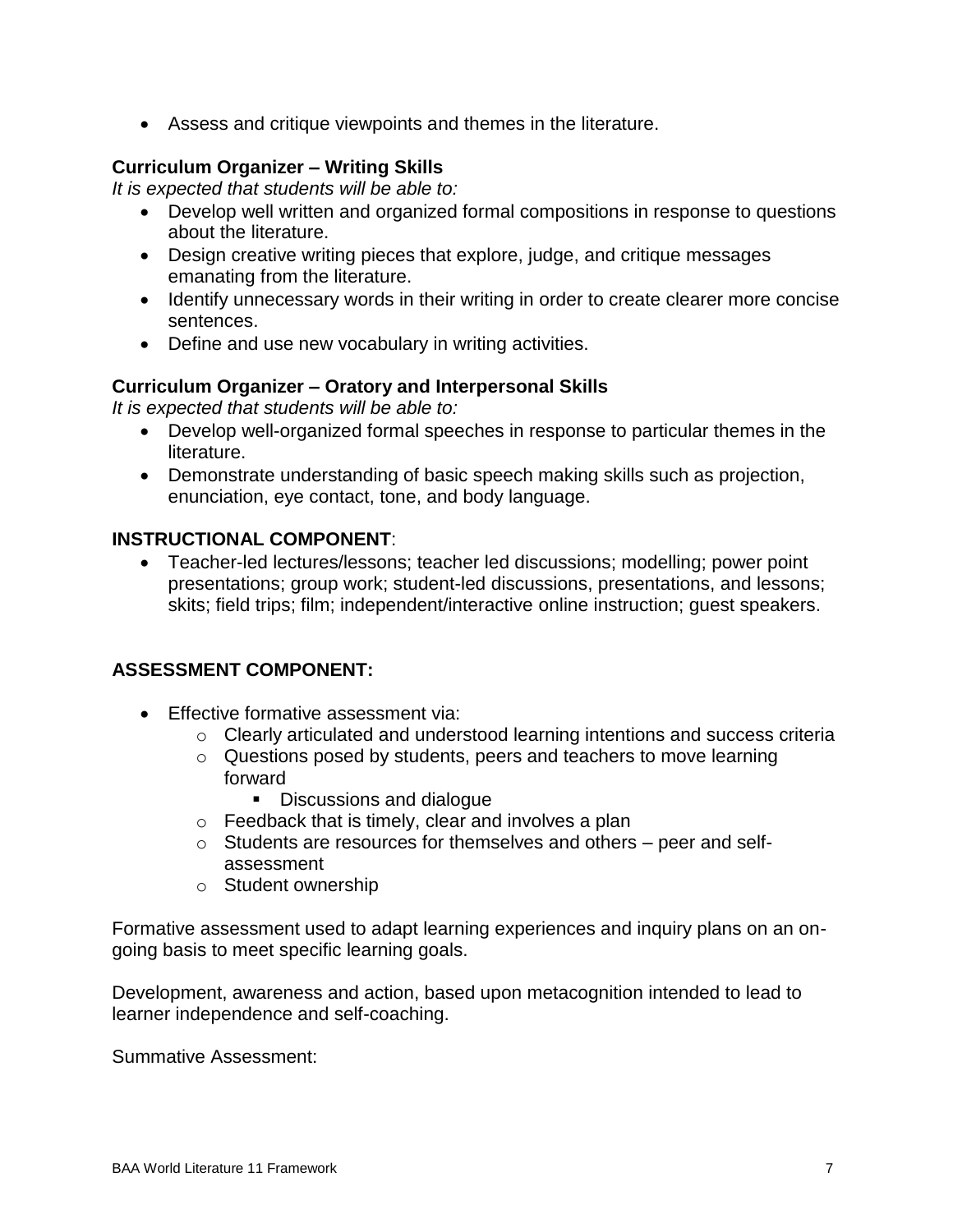- Assess and critique viewpoints and themes in the literature.

**Curriculum Organizer – Writing Skills**
*It is expected that students will be able to:*

- Develop well written and organized formal compositions in response to questions about the literature.
- Design creative writing pieces that explore, judge, and critique messages emanating from the literature.
- Identify unnecessary words in their writing in order to create clearer more concise sentences.
- Define and use new vocabulary in writing activities.

**Curriculum Organizer – Oratory and Interpersonal Skills**
*It is expected that students will be able to:*

- Develop well-organized formal speeches in response to particular themes in the literature.
- Demonstrate understanding of basic speech making skills such as projection, enunciation, eye contact, tone, and body language.

**INSTRUCTIONAL COMPONENT**:

- Teacher-led lectures/lessons; teacher led discussions; modelling; power point presentations; group work; student-led discussions, presentations, and lessons; skits; field trips; film; independent/interactive online instruction; guest speakers.

**ASSESSMENT COMPONENT:**

- Effective formative assessment via:
  - Clearly articulated and understood learning intentions and success criteria
  - Questions posed by students, peers and teachers to move learning forward
    - Discussions and dialogue
  - Feedback that is timely, clear and involves a plan
  - Students are resources for themselves and others – peer and self-assessment
  - Student ownership

Formative assessment used to adapt learning experiences and inquiry plans on an on-going basis to meet specific learning goals.

Development, awareness and action, based upon metacognition intended to lead to learner independence and self-coaching.

Summative Assessment: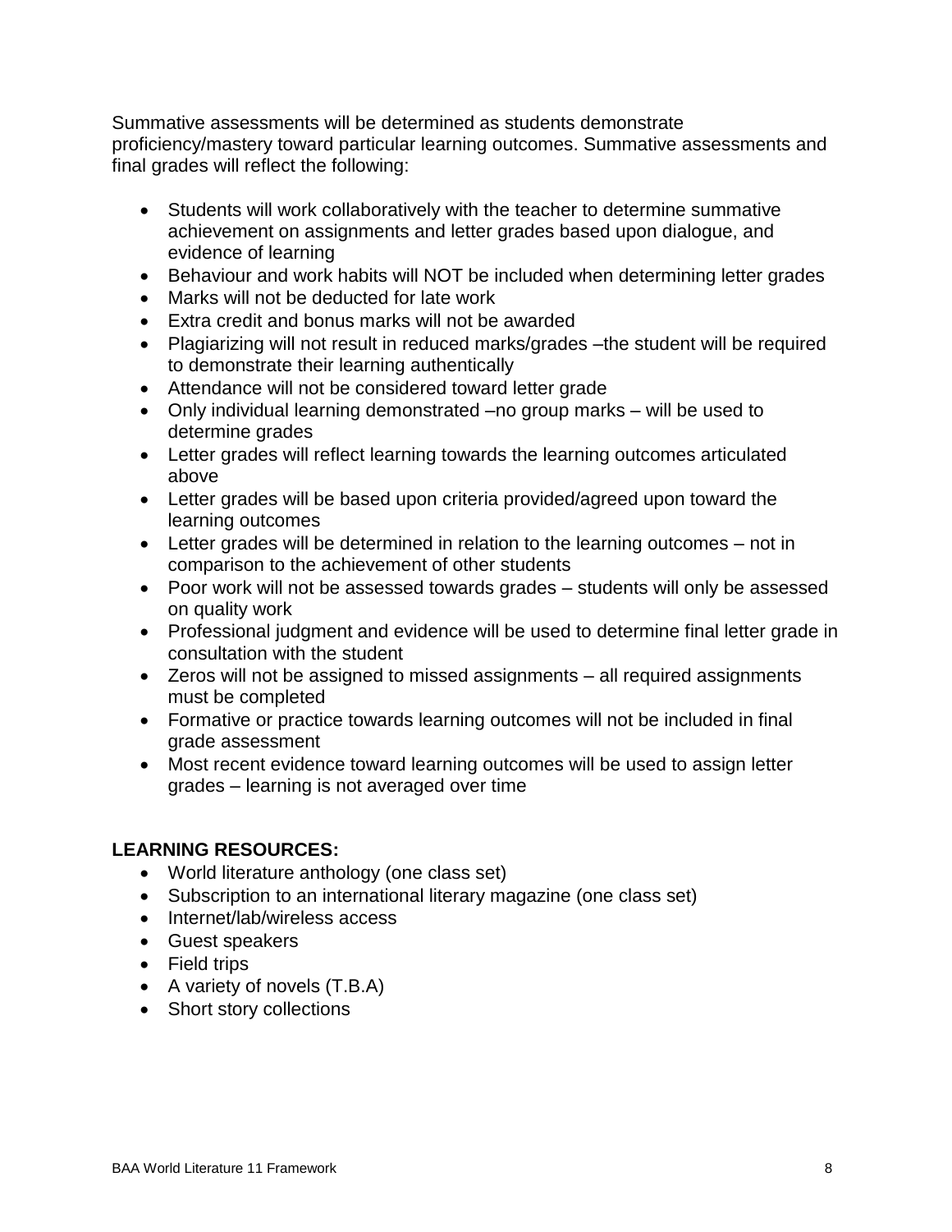Summative assessments will be determined as students demonstrate proficiency/mastery toward particular learning outcomes. Summative assessments and final grades will reflect the following:

- Students will work collaboratively with the teacher to determine summative achievement on assignments and letter grades based upon dialogue, and evidence of learning
- Behaviour and work habits will NOT be included when determining letter grades
- Marks will not be deducted for late work
- Extra credit and bonus marks will not be awarded
- Plagiarizing will not result in reduced marks/grades –the student will be required to demonstrate their learning authentically
- Attendance will not be considered toward letter grade
- Only individual learning demonstrated –no group marks – will be used to determine grades
- Letter grades will reflect learning towards the learning outcomes articulated above
- Letter grades will be based upon criteria provided/agreed upon toward the learning outcomes
- Letter grades will be determined in relation to the learning outcomes – not in comparison to the achievement of other students
- Poor work will not be assessed towards grades – students will only be assessed on quality work
- Professional judgment and evidence will be used to determine final letter grade in consultation with the student
- Zeros will not be assigned to missed assignments – all required assignments must be completed
- Formative or practice towards learning outcomes will not be included in final grade assessment
- Most recent evidence toward learning outcomes will be used to assign letter grades – learning is not averaged over time

**LEARNING RESOURCES:**

- World literature anthology (one class set)
- Subscription to an international literary magazine (one class set)
- Internet/lab/wireless access
- Guest speakers
- Field trips
- A variety of novels (T.B.A)
- Short story collections